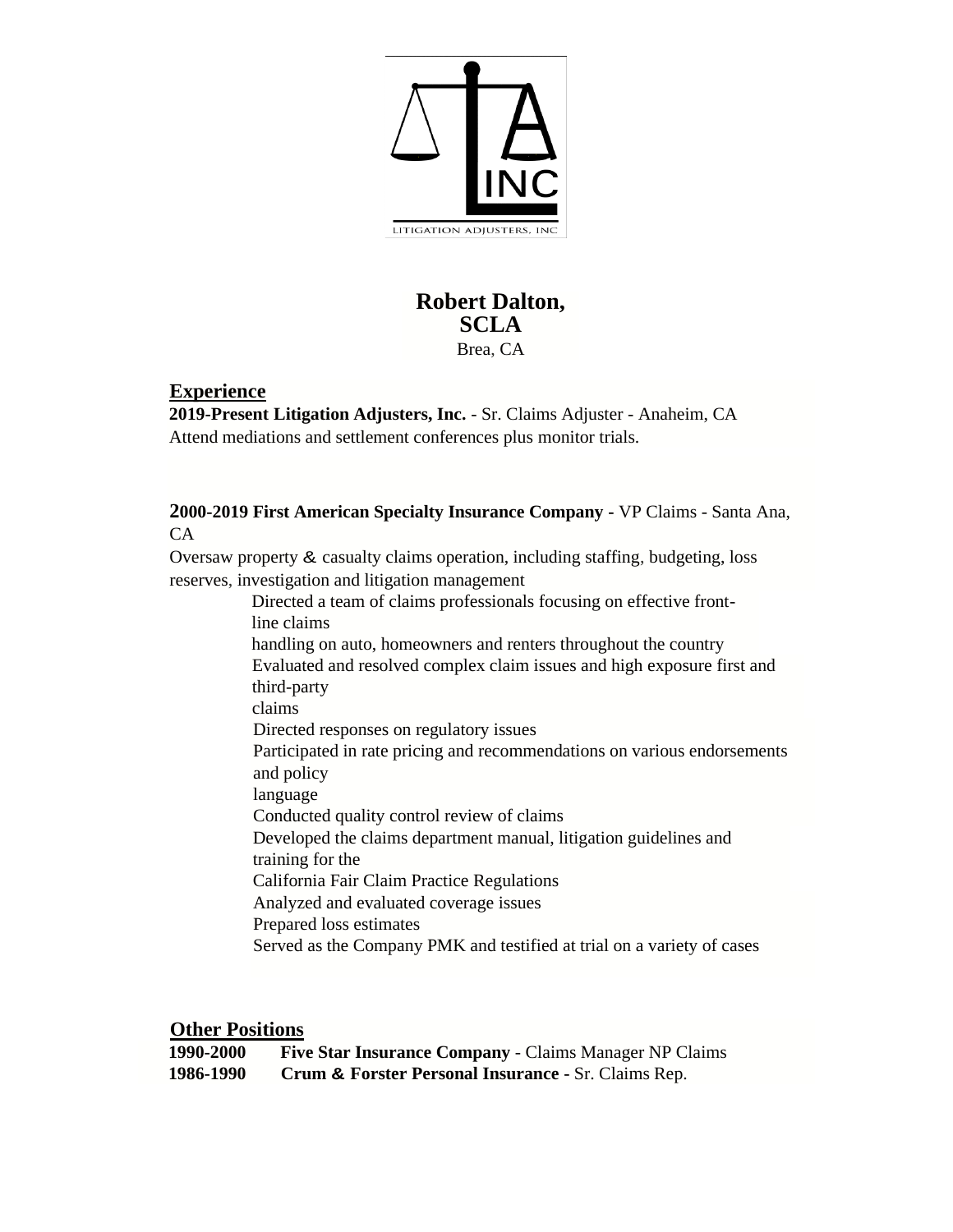LITIGATION ADJUSTERS, INC

**Robert Dalton, SCLA**
Brea, CA

## Experience

**2019-Present Litigation Adjusters, Inc.** - Sr. Claims Adjuster - Anaheim, CA
Attend mediations and settlement conferences plus monitor trials.

**2000-2019 First American Specialty Insurance Company** - VP Claims - Santa Ana, CA
Oversaw property & casualty claims operation, including staffing, budgeting, loss reserves, investigation and litigation management

- Directed a team of claims professionals focusing on effective front-line claims handling on auto, homeowners and renters throughout the country
- Evaluated and resolved complex claim issues and high exposure first and third-party claims
- Directed responses on regulatory issues
- Participated in rate pricing and recommendations on various endorsements and policy language
- Conducted quality control review of claims
- Developed the claims department manual, litigation guidelines and training for the California Fair Claim Practice Regulations
- Analyzed and evaluated coverage issues
- Prepared loss estimates
- Served as the Company PMK and testified at trial on a variety of cases

## Other Positions

**1990-2000** **Five Star Insurance Company** - Claims Manager NP Claims
**1986-1990** **Crum & Forster Personal Insurance** - Sr. Claims Rep.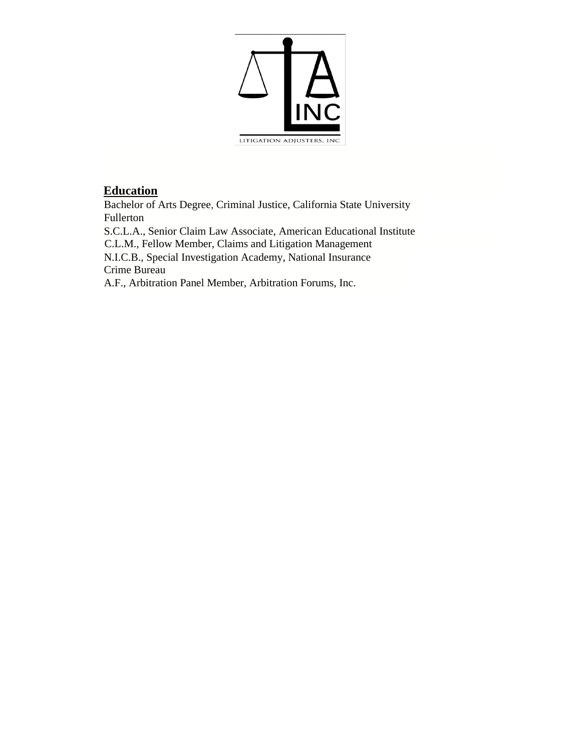LITIGATION ADJUSTERS, INC

## Education

Bachelor of Arts Degree, Criminal Justice, California State University Fullerton

S.C.L.A., Senior Claim Law Associate, American Educational Institute

C.L.M., Fellow Member, Claims and Litigation Management

N.I.C.B., Special Investigation Academy, National Insurance Crime Bureau

A.F., Arbitration Panel Member, Arbitration Forums, Inc.